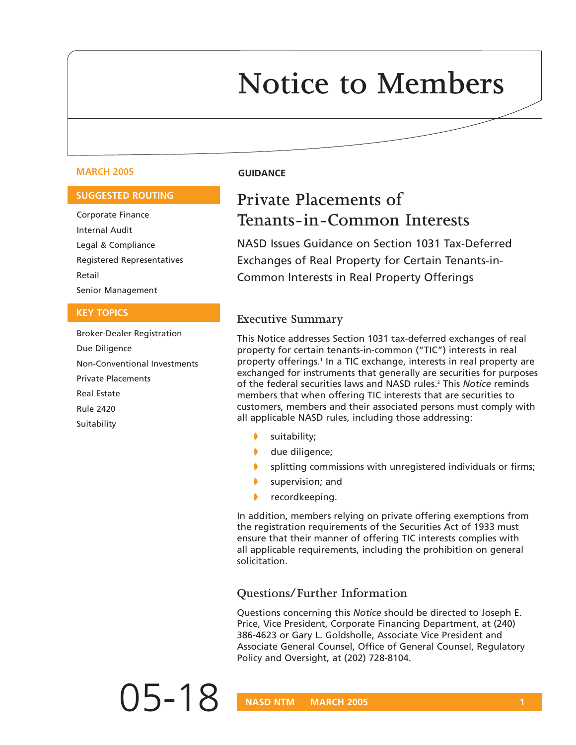# Notice to Members

**MARCH 2005**

**SUGGESTED ROUTING**

Corporate Finance
Internal Audit
Legal & Compliance
Registered Representatives
Retail
Senior Management

**KEY TOPICS**

Broker-Dealer Registration
Due Diligence
Non-Conventional Investments
Private Placements
Real Estate
Rule 2420
Suitability

**GUIDANCE**

## Private Placements of Tenants-in-Common Interests

NASD Issues Guidance on Section 1031 Tax-Deferred Exchanges of Real Property for Certain Tenants-in-Common Interests in Real Property Offerings

### Executive Summary

This Notice addresses Section 1031 tax-deferred exchanges of real property for certain tenants-in-common ("TIC") interests in real property offerings.[1] In a TIC exchange, interests in real property are exchanged for instruments that generally are securities for purposes of the federal securities laws and NASD rules.[2] This *Notice* reminds members that when offering TIC interests that are securities to customers, members and their associated persons must comply with all applicable NASD rules, including those addressing:

- suitability;
- due diligence;
- splitting commissions with unregistered individuals or firms;
- supervision; and
- recordkeeping.

In addition, members relying on private offering exemptions from the registration requirements of the Securities Act of 1933 must ensure that their manner of offering TIC interests complies with all applicable requirements, including the prohibition on general solicitation.

### Questions/Further Information

Questions concerning this *Notice* should be directed to Joseph E. Price, Vice President, Corporate Financing Department, at (240) 386-4623 or Gary L. Goldsholle, Associate Vice President and Associate General Counsel, Office of General Counsel, Regulatory Policy and Oversight, at (202) 728-8104.

05-18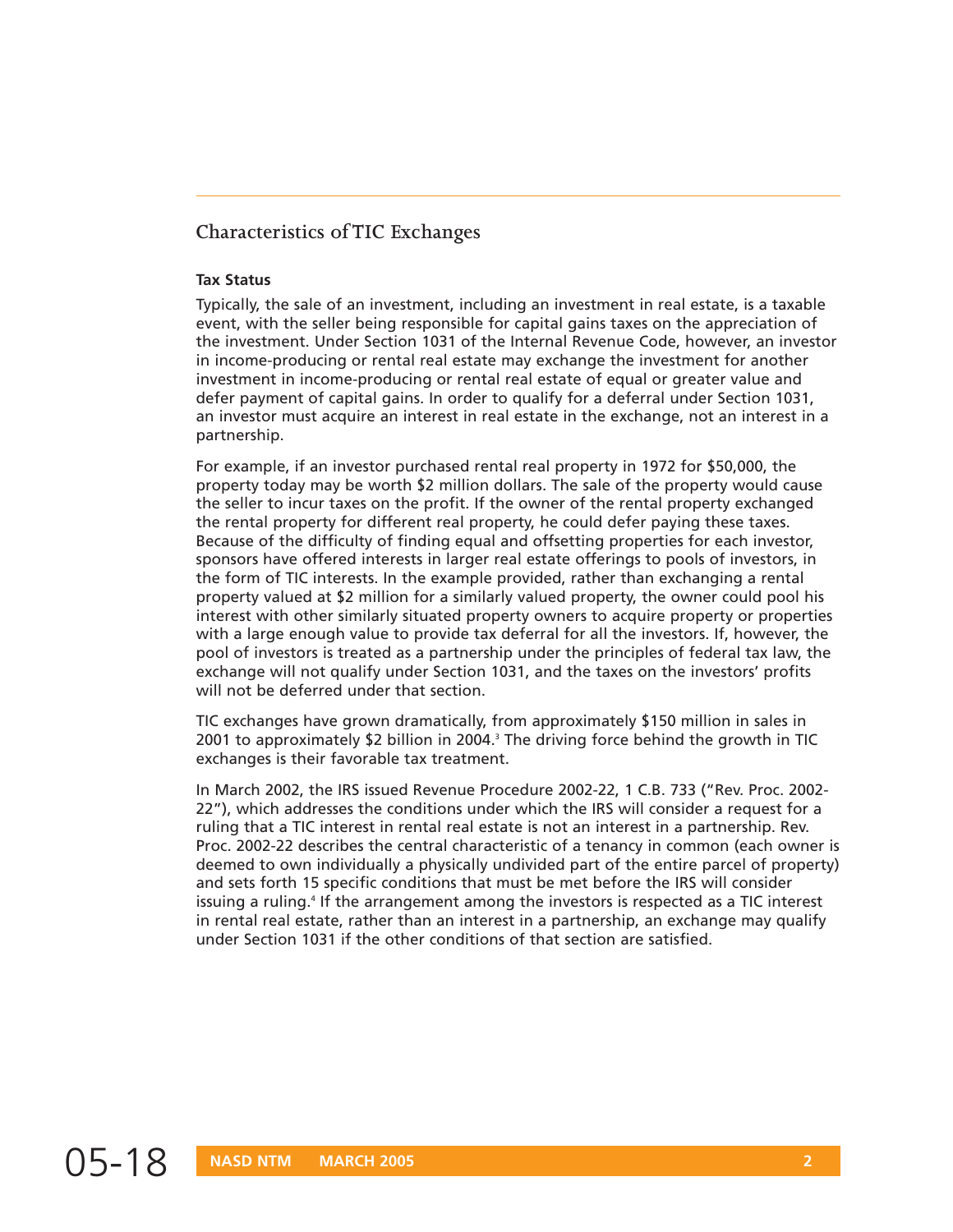## Characteristics of TIC Exchanges

**Tax Status**

Typically, the sale of an investment, including an investment in real estate, is a taxable event, with the seller being responsible for capital gains taxes on the appreciation of the investment. Under Section 1031 of the Internal Revenue Code, however, an investor in income-producing or rental real estate may exchange the investment for another investment in income-producing or rental real estate of equal or greater value and defer payment of capital gains. In order to qualify for a deferral under Section 1031, an investor must acquire an interest in real estate in the exchange, not an interest in a partnership.

For example, if an investor purchased rental real property in 1972 for $50,000, the property today may be worth $2 million dollars. The sale of the property would cause the seller to incur taxes on the profit. If the owner of the rental property exchanged the rental property for different real property, he could defer paying these taxes. Because of the difficulty of finding equal and offsetting properties for each investor, sponsors have offered interests in larger real estate offerings to pools of investors, in the form of TIC interests. In the example provided, rather than exchanging a rental property valued at $2 million for a similarly valued property, the owner could pool his interest with other similarly situated property owners to acquire property or properties with a large enough value to provide tax deferral for all the investors. If, however, the pool of investors is treated as a partnership under the principles of federal tax law, the exchange will not qualify under Section 1031, and the taxes on the investors' profits will not be deferred under that section.

TIC exchanges have grown dramatically, from approximately $150 million in sales in 2001 to approximately $2 billion in 2004.[3] The driving force behind the growth in TIC exchanges is their favorable tax treatment.

In March 2002, the IRS issued Revenue Procedure 2002-22, 1 C.B. 733 ("Rev. Proc. 2002-22"), which addresses the conditions under which the IRS will consider a request for a ruling that a TIC interest in rental real estate is not an interest in a partnership. Rev. Proc. 2002-22 describes the central characteristic of a tenancy in common (each owner is deemed to own individually a physically undivided part of the entire parcel of property) and sets forth 15 specific conditions that must be met before the IRS will consider issuing a ruling.[4] If the arrangement among the investors is respected as a TIC interest in rental real estate, rather than an interest in a partnership, an exchange may qualify under Section 1031 if the other conditions of that section are satisfied.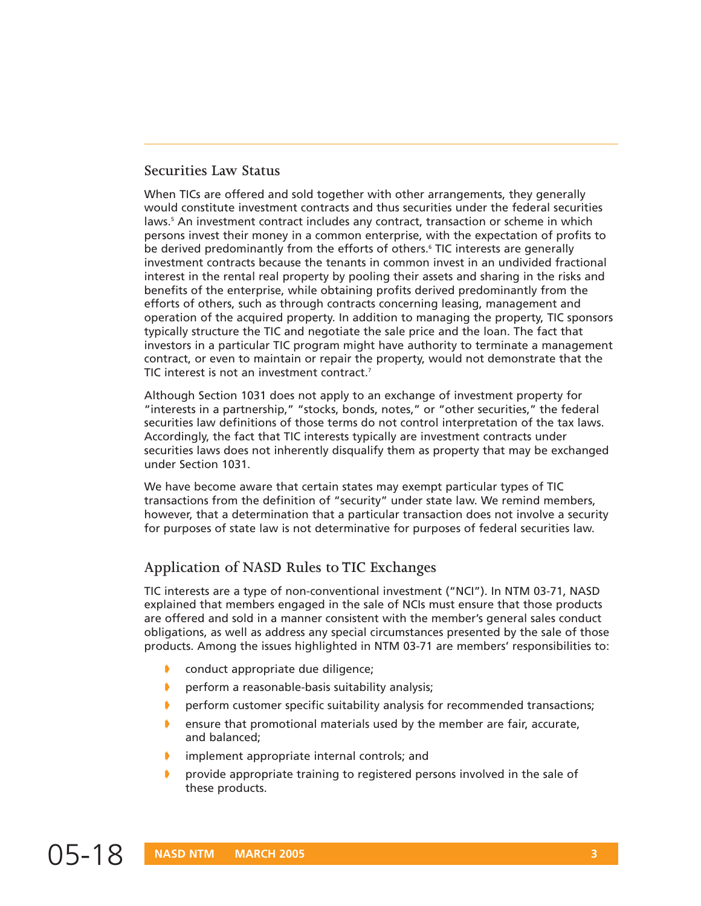## Securities Law Status

When TICs are offered and sold together with other arrangements, they generally would constitute investment contracts and thus securities under the federal securities laws.[5] An investment contract includes any contract, transaction or scheme in which persons invest their money in a common enterprise, with the expectation of profits to be derived predominantly from the efforts of others.[6] TIC interests are generally investment contracts because the tenants in common invest in an undivided fractional interest in the rental real property by pooling their assets and sharing in the risks and benefits of the enterprise, while obtaining profits derived predominantly from the efforts of others, such as through contracts concerning leasing, management and operation of the acquired property. In addition to managing the property, TIC sponsors typically structure the TIC and negotiate the sale price and the loan. The fact that investors in a particular TIC program might have authority to terminate a management contract, or even to maintain or repair the property, would not demonstrate that the TIC interest is not an investment contract.[7]

Although Section 1031 does not apply to an exchange of investment property for "interests in a partnership," "stocks, bonds, notes," or "other securities," the federal securities law definitions of those terms do not control interpretation of the tax laws. Accordingly, the fact that TIC interests typically are investment contracts under securities laws does not inherently disqualify them as property that may be exchanged under Section 1031.

We have become aware that certain states may exempt particular types of TIC transactions from the definition of "security" under state law. We remind members, however, that a determination that a particular transaction does not involve a security for purposes of state law is not determinative for purposes of federal securities law.

## Application of NASD Rules to TIC Exchanges

TIC interests are a type of non-conventional investment ("NCI"). In NTM 03-71, NASD explained that members engaged in the sale of NCIs must ensure that those products are offered and sold in a manner consistent with the member's general sales conduct obligations, as well as address any special circumstances presented by the sale of those products. Among the issues highlighted in NTM 03-71 are members' responsibilities to:

- conduct appropriate due diligence;
- perform a reasonable-basis suitability analysis;
- perform customer specific suitability analysis for recommended transactions;
- ensure that promotional materials used by the member are fair, accurate, and balanced;
- implement appropriate internal controls; and
- provide appropriate training to registered persons involved in the sale of these products.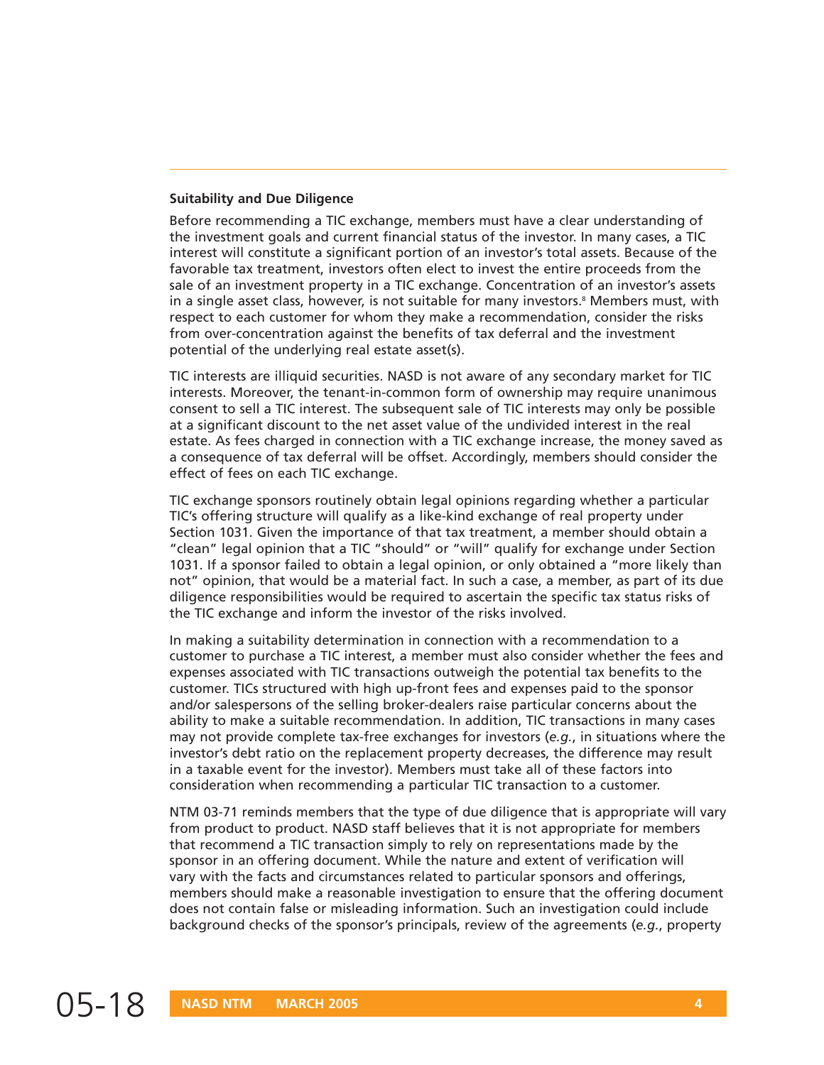**Suitability and Due Diligence**

Before recommending a TIC exchange, members must have a clear understanding of the investment goals and current financial status of the investor. In many cases, a TIC interest will constitute a significant portion of an investor's total assets. Because of the favorable tax treatment, investors often elect to invest the entire proceeds from the sale of an investment property in a TIC exchange. Concentration of an investor's assets in a single asset class, however, is not suitable for many investors.[8] Members must, with respect to each customer for whom they make a recommendation, consider the risks from over-concentration against the benefits of tax deferral and the investment potential of the underlying real estate asset(s).

TIC interests are illiquid securities. NASD is not aware of any secondary market for TIC interests. Moreover, the tenant-in-common form of ownership may require unanimous consent to sell a TIC interest. The subsequent sale of TIC interests may only be possible at a significant discount to the net asset value of the undivided interest in the real estate. As fees charged in connection with a TIC exchange increase, the money saved as a consequence of tax deferral will be offset. Accordingly, members should consider the effect of fees on each TIC exchange.

TIC exchange sponsors routinely obtain legal opinions regarding whether a particular TIC's offering structure will qualify as a like-kind exchange of real property under Section 1031. Given the importance of that tax treatment, a member should obtain a "clean" legal opinion that a TIC "should" or "will" qualify for exchange under Section 1031. If a sponsor failed to obtain a legal opinion, or only obtained a "more likely than not" opinion, that would be a material fact. In such a case, a member, as part of its due diligence responsibilities would be required to ascertain the specific tax status risks of the TIC exchange and inform the investor of the risks involved.

In making a suitability determination in connection with a recommendation to a customer to purchase a TIC interest, a member must also consider whether the fees and expenses associated with TIC transactions outweigh the potential tax benefits to the customer. TICs structured with high up-front fees and expenses paid to the sponsor and/or salespersons of the selling broker-dealers raise particular concerns about the ability to make a suitable recommendation. In addition, TIC transactions in many cases may not provide complete tax-free exchanges for investors (*e.g.*, in situations where the investor's debt ratio on the replacement property decreases, the difference may result in a taxable event for the investor). Members must take all of these factors into consideration when recommending a particular TIC transaction to a customer.

NTM 03-71 reminds members that the type of due diligence that is appropriate will vary from product to product. NASD staff believes that it is not appropriate for members that recommend a TIC transaction simply to rely on representations made by the sponsor in an offering document. While the nature and extent of verification will vary with the facts and circumstances related to particular sponsors and offerings, members should make a reasonable investigation to ensure that the offering document does not contain false or misleading information. Such an investigation could include background checks of the sponsor's principals, review of the agreements (*e.g.*, property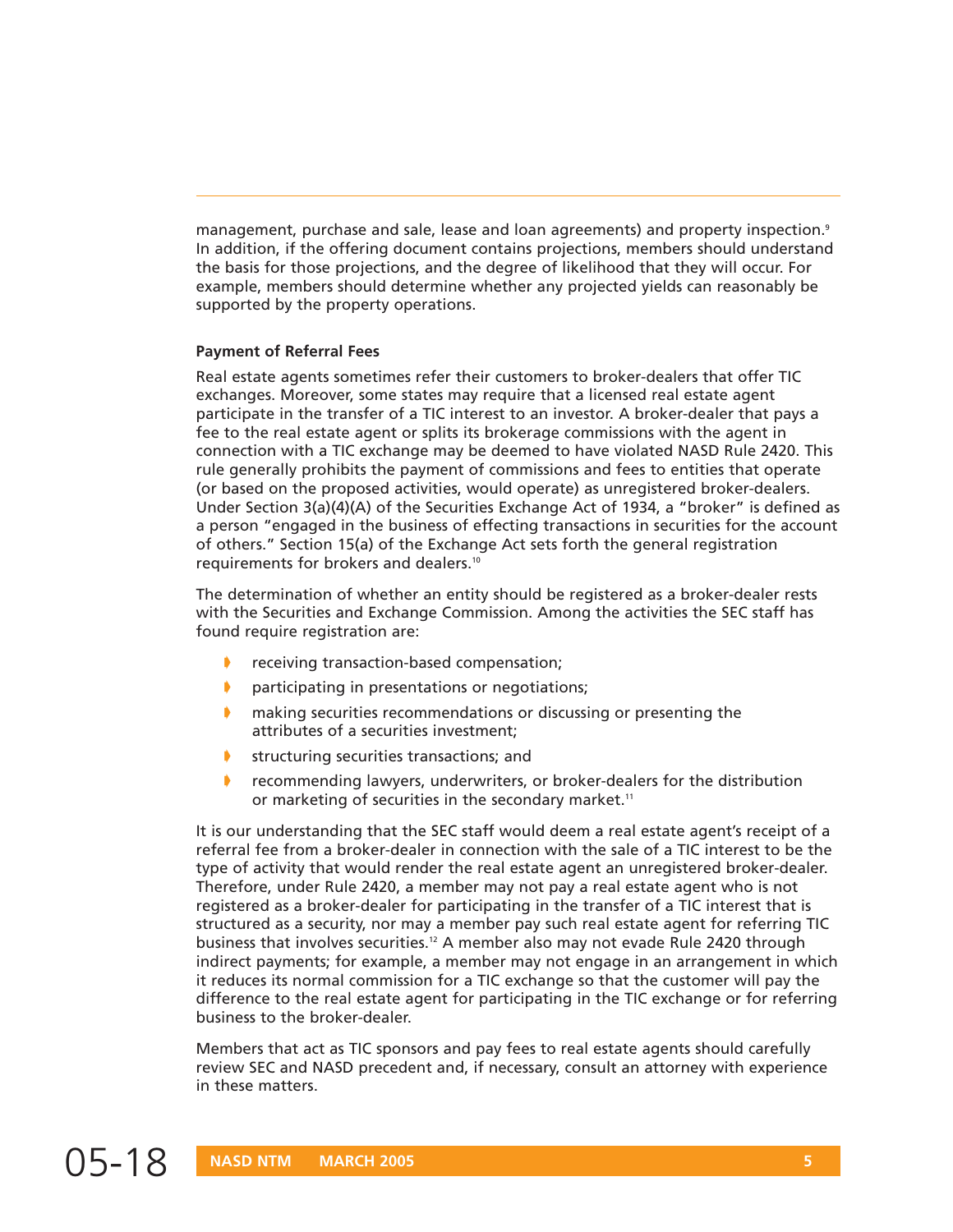management, purchase and sale, lease and loan agreements) and property inspection.[9] In addition, if the offering document contains projections, members should understand the basis for those projections, and the degree of likelihood that they will occur. For example, members should determine whether any projected yields can reasonably be supported by the property operations.

**Payment of Referral Fees**

Real estate agents sometimes refer their customers to broker-dealers that offer TIC exchanges. Moreover, some states may require that a licensed real estate agent participate in the transfer of a TIC interest to an investor. A broker-dealer that pays a fee to the real estate agent or splits its brokerage commissions with the agent in connection with a TIC exchange may be deemed to have violated NASD Rule 2420. This rule generally prohibits the payment of commissions and fees to entities that operate (or based on the proposed activities, would operate) as unregistered broker-dealers. Under Section 3(a)(4)(A) of the Securities Exchange Act of 1934, a "broker" is defined as a person "engaged in the business of effecting transactions in securities for the account of others." Section 15(a) of the Exchange Act sets forth the general registration requirements for brokers and dealers.[10]

The determination of whether an entity should be registered as a broker-dealer rests with the Securities and Exchange Commission. Among the activities the SEC staff has found require registration are:

- receiving transaction-based compensation;
- participating in presentations or negotiations;
- making securities recommendations or discussing or presenting the attributes of a securities investment;
- structuring securities transactions; and
- recommending lawyers, underwriters, or broker-dealers for the distribution or marketing of securities in the secondary market.[11]

It is our understanding that the SEC staff would deem a real estate agent's receipt of a referral fee from a broker-dealer in connection with the sale of a TIC interest to be the type of activity that would render the real estate agent an unregistered broker-dealer. Therefore, under Rule 2420, a member may not pay a real estate agent who is not registered as a broker-dealer for participating in the transfer of a TIC interest that is structured as a security, nor may a member pay such real estate agent for referring TIC business that involves securities.[12] A member also may not evade Rule 2420 through indirect payments; for example, a member may not engage in an arrangement in which it reduces its normal commission for a TIC exchange so that the customer will pay the difference to the real estate agent for participating in the TIC exchange or for referring business to the broker-dealer.

Members that act as TIC sponsors and pay fees to real estate agents should carefully review SEC and NASD precedent and, if necessary, consult an attorney with experience in these matters.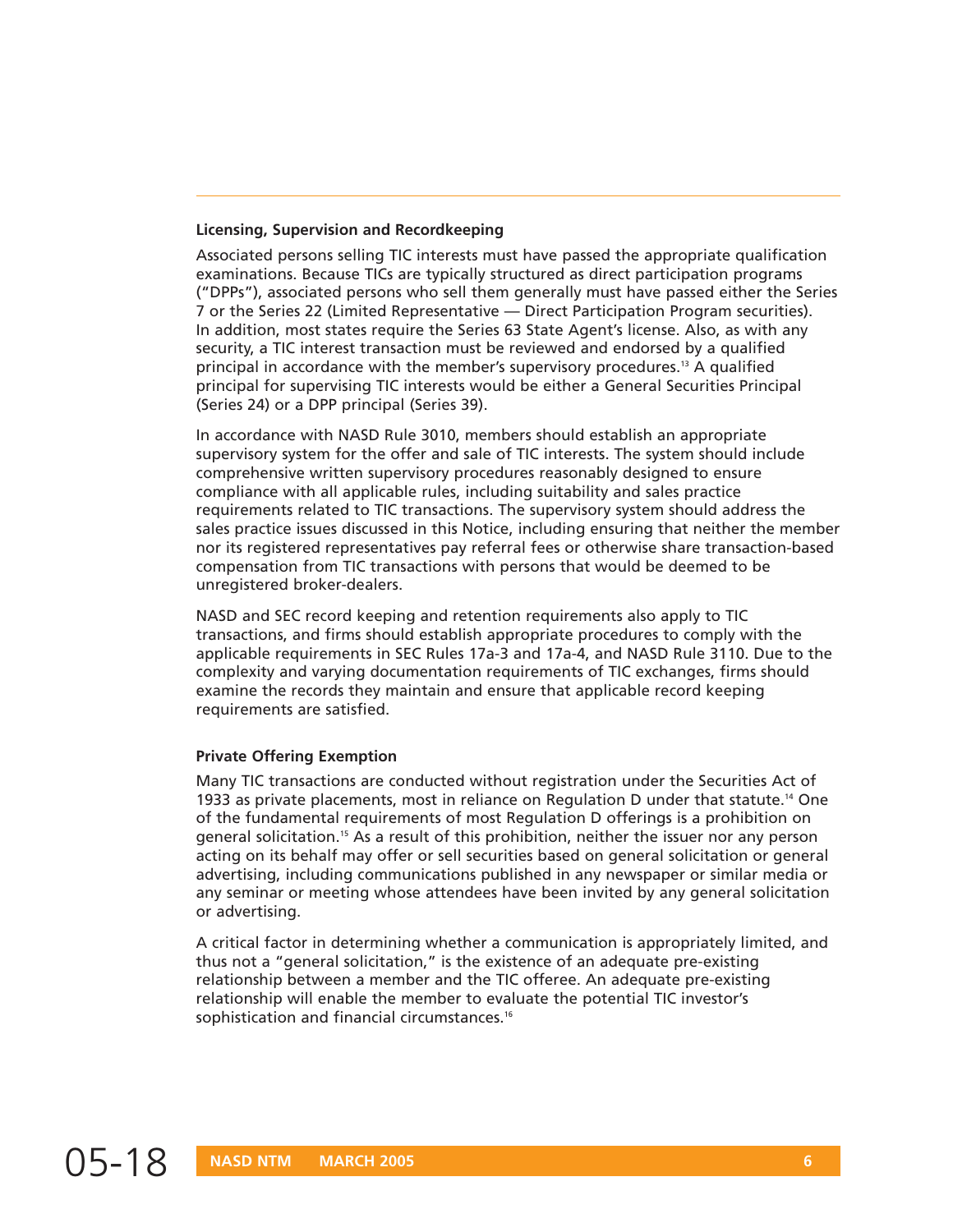### Licensing, Supervision and Recordkeeping

Associated persons selling TIC interests must have passed the appropriate qualification examinations. Because TICs are typically structured as direct participation programs ("DPPs"), associated persons who sell them generally must have passed either the Series 7 or the Series 22 (Limited Representative — Direct Participation Program securities). In addition, most states require the Series 63 State Agent's license. Also, as with any security, a TIC interest transaction must be reviewed and endorsed by a qualified principal in accordance with the member's supervisory procedures.[13] A qualified principal for supervising TIC interests would be either a General Securities Principal (Series 24) or a DPP principal (Series 39).

In accordance with NASD Rule 3010, members should establish an appropriate supervisory system for the offer and sale of TIC interests. The system should include comprehensive written supervisory procedures reasonably designed to ensure compliance with all applicable rules, including suitability and sales practice requirements related to TIC transactions. The supervisory system should address the sales practice issues discussed in this Notice, including ensuring that neither the member nor its registered representatives pay referral fees or otherwise share transaction-based compensation from TIC transactions with persons that would be deemed to be unregistered broker-dealers.

NASD and SEC record keeping and retention requirements also apply to TIC transactions, and firms should establish appropriate procedures to comply with the applicable requirements in SEC Rules 17a-3 and 17a-4, and NASD Rule 3110. Due to the complexity and varying documentation requirements of TIC exchanges, firms should examine the records they maintain and ensure that applicable record keeping requirements are satisfied.

### Private Offering Exemption

Many TIC transactions are conducted without registration under the Securities Act of 1933 as private placements, most in reliance on Regulation D under that statute.[14] One of the fundamental requirements of most Regulation D offerings is a prohibition on general solicitation.[15] As a result of this prohibition, neither the issuer nor any person acting on its behalf may offer or sell securities based on general solicitation or general advertising, including communications published in any newspaper or similar media or any seminar or meeting whose attendees have been invited by any general solicitation or advertising.

A critical factor in determining whether a communication is appropriately limited, and thus not a "general solicitation," is the existence of an adequate pre-existing relationship between a member and the TIC offeree. An adequate pre-existing relationship will enable the member to evaluate the potential TIC investor's sophistication and financial circumstances.[16]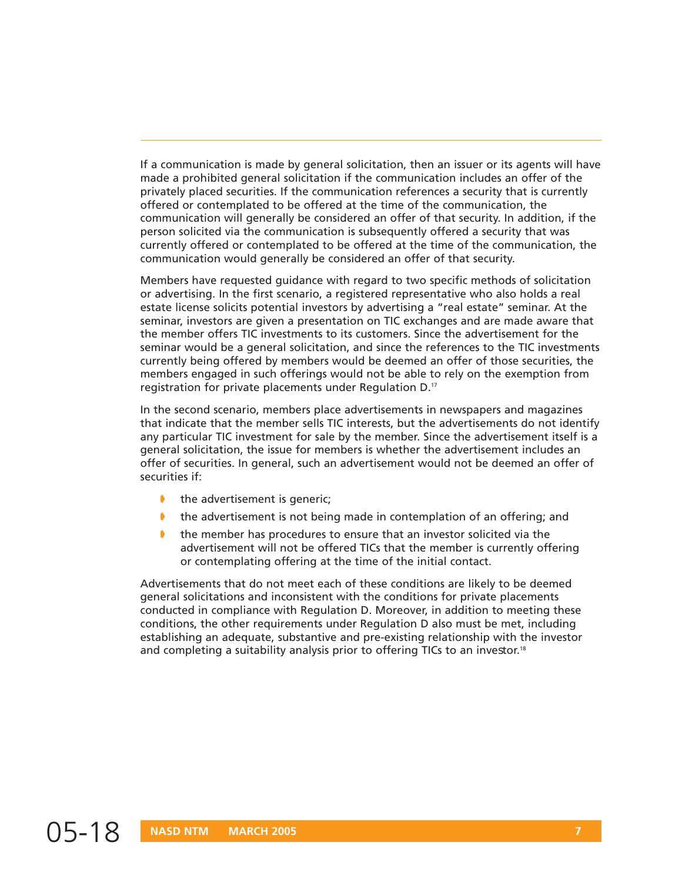If a communication is made by general solicitation, then an issuer or its agents will have made a prohibited general solicitation if the communication includes an offer of the privately placed securities. If the communication references a security that is currently offered or contemplated to be offered at the time of the communication, the communication will generally be considered an offer of that security. In addition, if the person solicited via the communication is subsequently offered a security that was currently offered or contemplated to be offered at the time of the communication, the communication would generally be considered an offer of that security.

Members have requested guidance with regard to two specific methods of solicitation or advertising. In the first scenario, a registered representative who also holds a real estate license solicits potential investors by advertising a "real estate" seminar. At the seminar, investors are given a presentation on TIC exchanges and are made aware that the member offers TIC investments to its customers. Since the advertisement for the seminar would be a general solicitation, and since the references to the TIC investments currently being offered by members would be deemed an offer of those securities, the members engaged in such offerings would not be able to rely on the exemption from registration for private placements under Regulation D.[17]

In the second scenario, members place advertisements in newspapers and magazines that indicate that the member sells TIC interests, but the advertisements do not identify any particular TIC investment for sale by the member. Since the advertisement itself is a general solicitation, the issue for members is whether the advertisement includes an offer of securities. In general, such an advertisement would not be deemed an offer of securities if:

- the advertisement is generic;
- the advertisement is not being made in contemplation of an offering; and
- the member has procedures to ensure that an investor solicited via the advertisement will not be offered TICs that the member is currently offering or contemplating offering at the time of the initial contact.

Advertisements that do not meet each of these conditions are likely to be deemed general solicitations and inconsistent with the conditions for private placements conducted in compliance with Regulation D. Moreover, in addition to meeting these conditions, the other requirements under Regulation D also must be met, including establishing an adequate, substantive and pre-existing relationship with the investor and completing a suitability analysis prior to offering TICs to an investor.[18]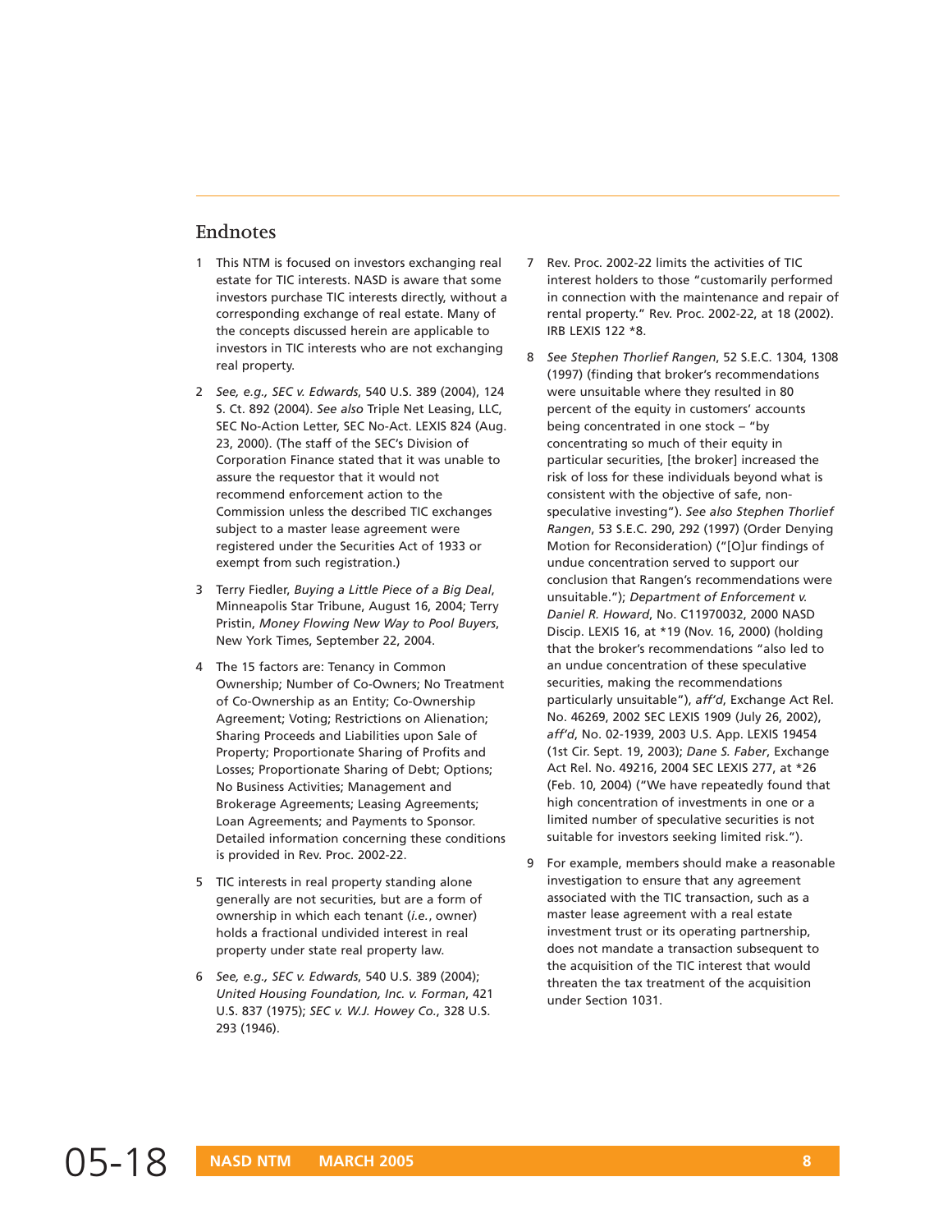## Endnotes

1. This NTM is focused on investors exchanging real estate for TIC interests. NASD is aware that some investors purchase TIC interests directly, without a corresponding exchange of real estate. Many of the concepts discussed herein are applicable to investors in TIC interests who are not exchanging real property.

2. *See, e.g., SEC v. Edwards*, 540 U.S. 389 (2004), 124 S. Ct. 892 (2004). *See also* Triple Net Leasing, LLC, SEC No-Action Letter, SEC No-Act. LEXIS 824 (Aug. 23, 2000). (The staff of the SEC's Division of Corporation Finance stated that it was unable to assure the requestor that it would not recommend enforcement action to the Commission unless the described TIC exchanges subject to a master lease agreement were registered under the Securities Act of 1933 or exempt from such registration.)

3. Terry Fiedler, *Buying a Little Piece of a Big Deal*, Minneapolis Star Tribune, August 16, 2004; Terry Pristin, *Money Flowing New Way to Pool Buyers*, New York Times, September 22, 2004.

4. The 15 factors are: Tenancy in Common Ownership; Number of Co-Owners; No Treatment of Co-Ownership as an Entity; Co-Ownership Agreement; Voting; Restrictions on Alienation; Sharing Proceeds and Liabilities upon Sale of Property; Proportionate Sharing of Profits and Losses; Proportionate Sharing of Debt; Options; No Business Activities; Management and Brokerage Agreements; Leasing Agreements; Loan Agreements; and Payments to Sponsor. Detailed information concerning these conditions is provided in Rev. Proc. 2002-22.

5. TIC interests in real property standing alone generally are not securities, but are a form of ownership in which each tenant (*i.e.*, owner) holds a fractional undivided interest in real property under state real property law.

6. *See, e.g., SEC v. Edwards*, 540 U.S. 389 (2004); *United Housing Foundation, Inc. v. Forman*, 421 U.S. 837 (1975); *SEC v. W.J. Howey Co.*, 328 U.S. 293 (1946).

7. Rev. Proc. 2002-22 limits the activities of TIC interest holders to those "customarily performed in connection with the maintenance and repair of rental property." Rev. Proc. 2002-22, at 18 (2002). IRB LEXIS 122 *8.

8. *See Stephen Thorlief Rangen*, 52 S.E.C. 1304, 1308 (1997) (finding that broker's recommendations were unsuitable where they resulted in 80 percent of the equity in customers' accounts being concentrated in one stock – "by concentrating so much of their equity in particular securities, [the broker] increased the risk of loss for these individuals beyond what is consistent with the objective of safe, non-speculative investing"). *See also Stephen Thorlief Rangen*, 53 S.E.C. 290, 292 (1997) (Order Denying Motion for Reconsideration) ("[O]ur findings of undue concentration served to support our conclusion that Rangen's recommendations were unsuitable."); *Department of Enforcement v. Daniel R. Howard*, No. C11970032, 2000 NASD Discip. LEXIS 16, at *19 (Nov. 16, 2000) (holding that the broker's recommendations "also led to an undue concentration of these speculative securities, making the recommendations particularly unsuitable"), *aff'd*, Exchange Act Rel. No. 46269, 2002 SEC LEXIS 1909 (July 26, 2002), *aff'd*, No. 02-1939, 2003 U.S. App. LEXIS 19454 (1st Cir. Sept. 19, 2003); *Dane S. Faber*, Exchange Act Rel. No. 49216, 2004 SEC LEXIS 277, at *26 (Feb. 10, 2004) ("We have repeatedly found that high concentration of investments in one or a limited number of speculative securities is not suitable for investors seeking limited risk.").

9. For example, members should make a reasonable investigation to ensure that any agreement associated with the TIC transaction, such as a master lease agreement with a real estate investment trust or its operating partnership, does not mandate a transaction subsequent to the acquisition of the TIC interest that would threaten the tax treatment of the acquisition under Section 1031.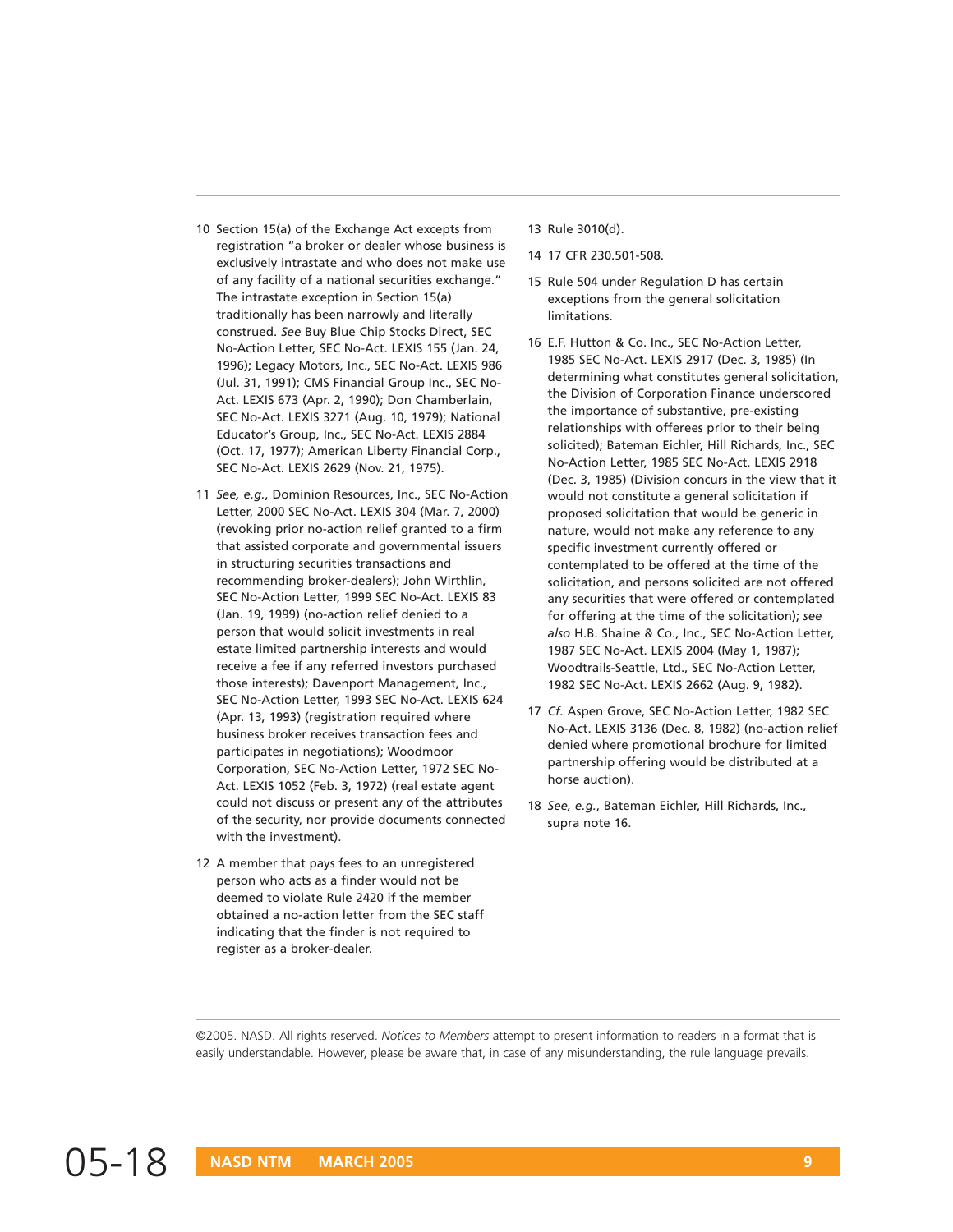10 Section 15(a) of the Exchange Act excepts from registration "a broker or dealer whose business is exclusively intrastate and who does not make use of any facility of a national securities exchange." The intrastate exception in Section 15(a) traditionally has been narrowly and literally construed. *See* Buy Blue Chip Stocks Direct, SEC No-Action Letter, SEC No-Act. LEXIS 155 (Jan. 24, 1996); Legacy Motors, Inc., SEC No-Act. LEXIS 986 (Jul. 31, 1991); CMS Financial Group Inc., SEC No-Act. LEXIS 673 (Apr. 2, 1990); Don Chamberlain, SEC No-Act. LEXIS 3271 (Aug. 10, 1979); National Educator's Group, Inc., SEC No-Act. LEXIS 2884 (Oct. 17, 1977); American Liberty Financial Corp., SEC No-Act. LEXIS 2629 (Nov. 21, 1975).

11 *See, e.g.*, Dominion Resources, Inc., SEC No-Action Letter, 2000 SEC No-Act. LEXIS 304 (Mar. 7, 2000) (revoking prior no-action relief granted to a firm that assisted corporate and governmental issuers in structuring securities transactions and recommending broker-dealers); John Wirthlin, SEC No-Action Letter, 1999 SEC No-Act. LEXIS 83 (Jan. 19, 1999) (no-action relief denied to a person that would solicit investments in real estate limited partnership interests and would receive a fee if any referred investors purchased those interests); Davenport Management, Inc., SEC No-Action Letter, 1993 SEC No-Act. LEXIS 624 (Apr. 13, 1993) (registration required where business broker receives transaction fees and participates in negotiations); Woodmoor Corporation, SEC No-Action Letter, 1972 SEC No-Act. LEXIS 1052 (Feb. 3, 1972) (real estate agent could not discuss or present any of the attributes of the security, nor provide documents connected with the investment).

12 A member that pays fees to an unregistered person who acts as a finder would not be deemed to violate Rule 2420 if the member obtained a no-action letter from the SEC staff indicating that the finder is not required to register as a broker-dealer.

13 Rule 3010(d).

14 17 CFR 230.501-508.

15 Rule 504 under Regulation D has certain exceptions from the general solicitation limitations.

16 E.F. Hutton & Co. Inc., SEC No-Action Letter, 1985 SEC No-Act. LEXIS 2917 (Dec. 3, 1985) (In determining what constitutes general solicitation, the Division of Corporation Finance underscored the importance of substantive, pre-existing relationships with offerees prior to their being solicited); Bateman Eichler, Hill Richards, Inc., SEC No-Action Letter, 1985 SEC No-Act. LEXIS 2918 (Dec. 3, 1985) (Division concurs in the view that it would not constitute a general solicitation if proposed solicitation that would be generic in nature, would not make any reference to any specific investment currently offered or contemplated to be offered at the time of the solicitation, and persons solicited are not offered any securities that were offered or contemplated for offering at the time of the solicitation); *see also* H.B. Shaine & Co., Inc., SEC No-Action Letter, 1987 SEC No-Act. LEXIS 2004 (May 1, 1987); Woodtrails-Seattle, Ltd., SEC No-Action Letter, 1982 SEC No-Act. LEXIS 2662 (Aug. 9, 1982).

17 *Cf.* Aspen Grove, SEC No-Action Letter, 1982 SEC No-Act. LEXIS 3136 (Dec. 8, 1982) (no-action relief denied where promotional brochure for limited partnership offering would be distributed at a horse auction).

18 *See, e.g.*, Bateman Eichler, Hill Richards, Inc., supra note 16.

©2005. NASD. All rights reserved. *Notices to Members* attempt to present information to readers in a format that is easily understandable. However, please be aware that, in case of any misunderstanding, the rule language prevails.